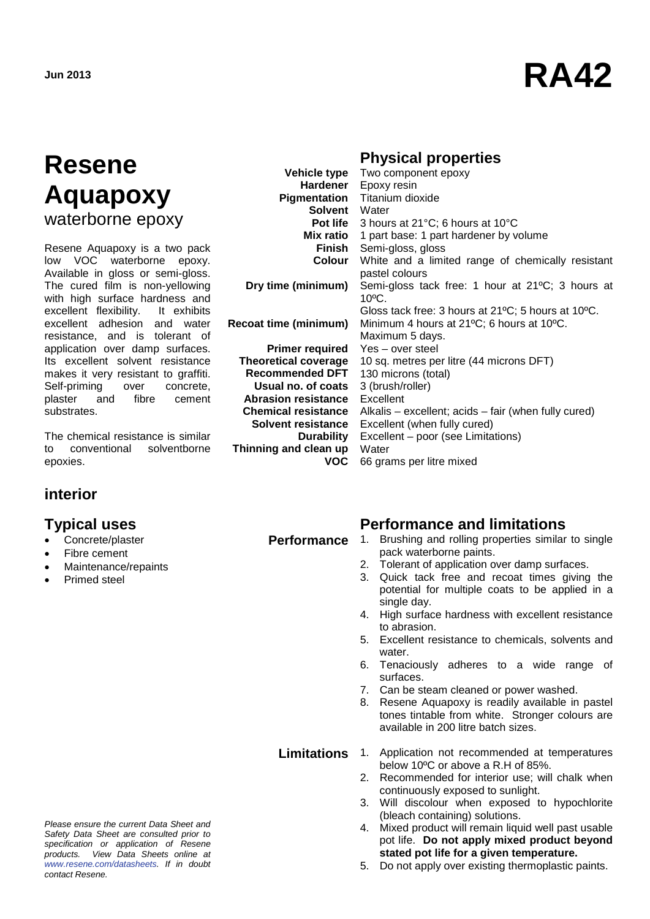Jun 2013

# RA42

# Resene Aquapoxy

## waterborne epoxy

Resene Aquapoxy is a two pack low VOC waterborne epoxy. Available in gloss or semi-gloss. The cured film is non-yellowing with high surface hardness and excellent flexibility. It exhibits excellent adhesion and water resistance, and is tolerant of application over damp surfaces. Its excellent solvent resistance makes it very resistant to graffiti. Self-priming over concrete, plaster and fibre cement substrates.

The chemical resistance is similar to conventional solventborne epoxies.

### interior

## Typical uses

- Concrete/plaster
- Fibre cement
- Maintenance/repaints
- Primed steel

## Physical properties

| | |
|---|---|
| **Vehicle type** | Two component epoxy |
| **Hardener** | Epoxy resin |
| **Pigmentation** | Titanium dioxide |
| **Solvent** | Water |
| **Pot life** | 3 hours at 21°C; 6 hours at 10°C |
| **Mix ratio** | 1 part base: 1 part hardener by volume |
| **Finish** | Semi-gloss, gloss |
| **Colour** | White and a limited range of chemically resistant pastel colours |
| **Dry time (minimum)** | Semi-gloss tack free: 1 hour at 21ºC; 3 hours at 10ºC. Gloss tack free: 3 hours at 21ºC; 5 hours at 10ºC. |
| **Recoat time (minimum)** | Minimum 4 hours at 21ºC; 6 hours at 10ºC. Maximum 5 days. |
| **Primer required** | Yes – over steel |
| **Theoretical coverage** | 10 sq. metres per litre (44 microns DFT) |
| **Recommended DFT** | 130 microns (total) |
| **Usual no. of coats** | 3 (brush/roller) |
| **Abrasion resistance** | Excellent |
| **Chemical resistance** | Alkalis – excellent; acids – fair (when fully cured) |
| **Solvent resistance** | Excellent (when fully cured) |
| **Durability** | Excellent – poor (see Limitations) |
| **Thinning and clean up** | Water |
| **VOC** | 66 grams per litre mixed |

## Performance and limitations

**Performance**

1. Brushing and rolling properties similar to single pack waterborne paints.
2. Tolerant of application over damp surfaces.
3. Quick tack free and recoat times giving the potential for multiple coats to be applied in a single day.
4. High surface hardness with excellent resistance to abrasion.
5. Excellent resistance to chemicals, solvents and water.
6. Tenaciously adheres to a wide range of surfaces.
7. Can be steam cleaned or power washed.
8. Resene Aquapoxy is readily available in pastel tones tintable from white. Stronger colours are available in 200 litre batch sizes.

**Limitations**

1. Application not recommended at temperatures below 10ºC or above a R.H of 85%.
2. Recommended for interior use; will chalk when continuously exposed to sunlight.
3. Will discolour when exposed to hypochlorite (bleach containing) solutions.
4. Mixed product will remain liquid well past usable pot life. **Do not apply mixed product beyond stated pot life for a given temperature.**
5. Do not apply over existing thermoplastic paints.

*Please ensure the current Data Sheet and Safety Data Sheet are consulted prior to specification or application of Resene products. View Data Sheets online at www.resene.com/datasheets. If in doubt contact Resene.*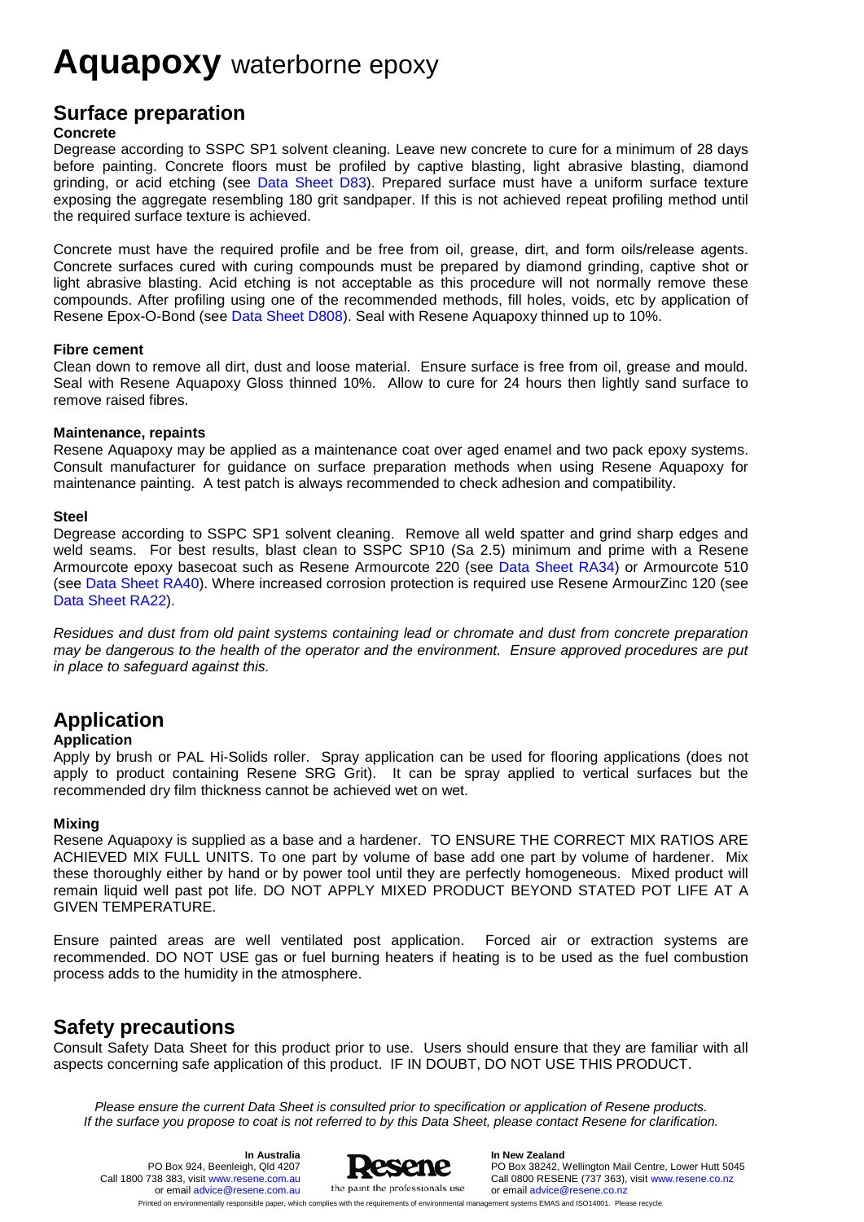# **Aquapoxy** waterborne epoxy

## Surface preparation

**Concrete**

Degrease according to SSPC SP1 solvent cleaning. Leave new concrete to cure for a minimum of 28 days before painting. Concrete floors must be profiled by captive blasting, light abrasive blasting, diamond grinding, or acid etching (see Data Sheet D83). Prepared surface must have a uniform surface texture exposing the aggregate resembling 180 grit sandpaper. If this is not achieved repeat profiling method until the required surface texture is achieved.

Concrete must have the required profile and be free from oil, grease, dirt, and form oils/release agents. Concrete surfaces cured with curing compounds must be prepared by diamond grinding, captive shot or light abrasive blasting. Acid etching is not acceptable as this procedure will not normally remove these compounds. After profiling using one of the recommended methods, fill holes, voids, etc by application of Resene Epox-O-Bond (see Data Sheet D808). Seal with Resene Aquapoxy thinned up to 10%.

**Fibre cement**

Clean down to remove all dirt, dust and loose material. Ensure surface is free from oil, grease and mould. Seal with Resene Aquapoxy Gloss thinned 10%. Allow to cure for 24 hours then lightly sand surface to remove raised fibres.

**Maintenance, repaints**

Resene Aquapoxy may be applied as a maintenance coat over aged enamel and two pack epoxy systems. Consult manufacturer for guidance on surface preparation methods when using Resene Aquapoxy for maintenance painting. A test patch is always recommended to check adhesion and compatibility.

**Steel**

Degrease according to SSPC SP1 solvent cleaning. Remove all weld spatter and grind sharp edges and weld seams. For best results, blast clean to SSPC SP10 (Sa 2.5) minimum and prime with a Resene Armourcote epoxy basecoat such as Resene Armourcote 220 (see Data Sheet RA34) or Armourcote 510 (see Data Sheet RA40). Where increased corrosion protection is required use Resene ArmourZinc 120 (see Data Sheet RA22).

*Residues and dust from old paint systems containing lead or chromate and dust from concrete preparation may be dangerous to the health of the operator and the environment. Ensure approved procedures are put in place to safeguard against this.*

## Application

**Application**

Apply by brush or PAL Hi-Solids roller. Spray application can be used for flooring applications (does not apply to product containing Resene SRG Grit). It can be spray applied to vertical surfaces but the recommended dry film thickness cannot be achieved wet on wet.

**Mixing**

Resene Aquapoxy is supplied as a base and a hardener. TO ENSURE THE CORRECT MIX RATIOS ARE ACHIEVED MIX FULL UNITS. To one part by volume of base add one part by volume of hardener. Mix these thoroughly either by hand or by power tool until they are perfectly homogeneous. Mixed product will remain liquid well past pot life. DO NOT APPLY MIXED PRODUCT BEYOND STATED POT LIFE AT A GIVEN TEMPERATURE.

Ensure painted areas are well ventilated post application. Forced air or extraction systems are recommended. DO NOT USE gas or fuel burning heaters if heating is to be used as the fuel combustion process adds to the humidity in the atmosphere.

## Safety precautions

Consult Safety Data Sheet for this product prior to use. Users should ensure that they are familiar with all aspects concerning safe application of this product. IF IN DOUBT, DO NOT USE THIS PRODUCT.

*Please ensure the current Data Sheet is consulted prior to specification or application of Resene products.*
*If the surface you propose to coat is not referred to by this Data Sheet, please contact Resene for clarification.*

**In Australia**
PO Box 924, Beenleigh, Qld 4207
Call 1800 738 383, visit www.resene.com.au
or email advice@resene.com.au

Resene
the paint the professionals use

**In New Zealand**
PO Box 38242, Wellington Mail Centre, Lower Hutt 5045
Call 0800 RESENE (737 363), visit www.resene.co.nz
or email advice@resene.co.nz

Printed on environmentally responsible paper, which complies with the requirements of environmental management systems EMAS and ISO14001. Please recycle.